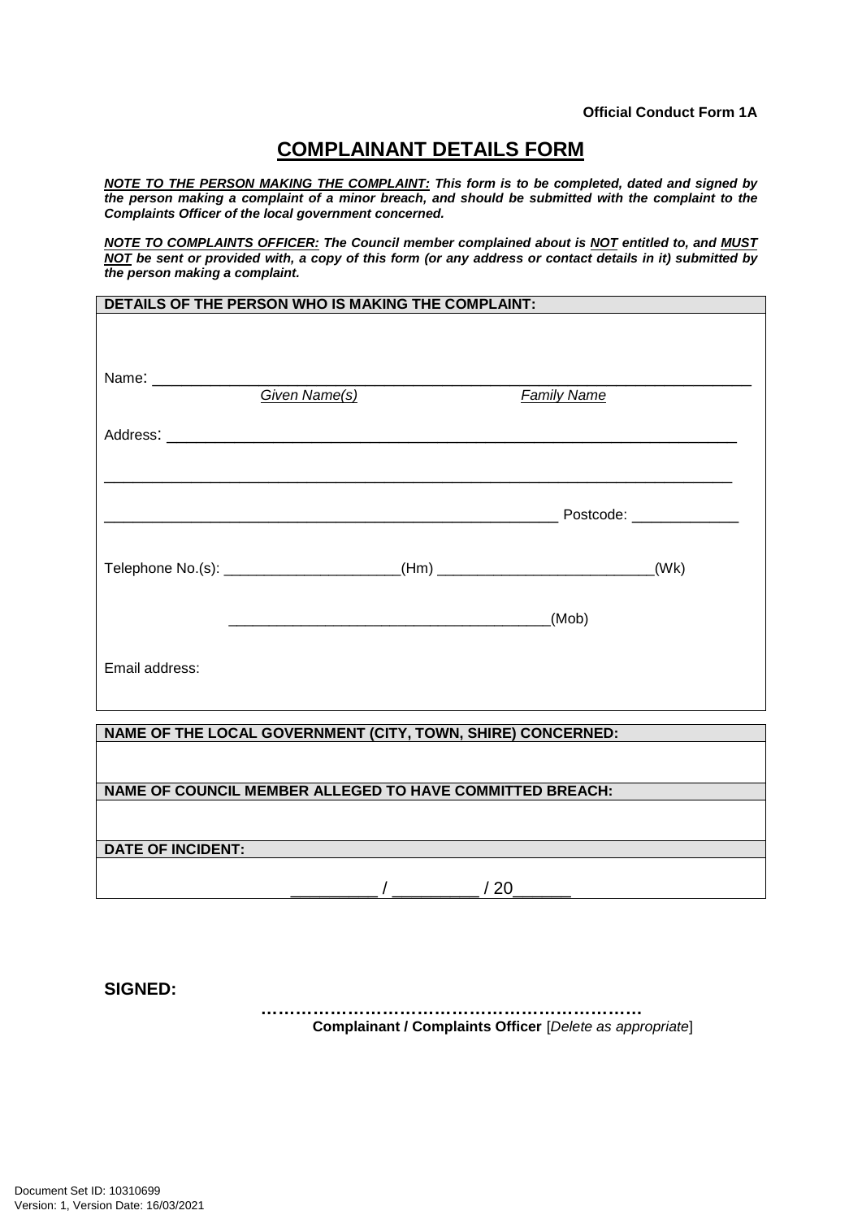**Official Conduct Form 1A**

# COMPLAINANT DETAILS FORM

***NOTE TO THE PERSON MAKING THE COMPLAINT:*** ***This form is to be completed, dated and signed by the person making a complaint of a minor breach, and should be submitted with the complaint to the Complaints Officer of the local government concerned.***

***NOTE TO COMPLAINTS OFFICER:*** ***The Council member complained about is NOT entitled to, and MUST NOT be sent or provided with, a copy of this form (or any address or contact details in it) submitted by the person making a complaint.***

| **DETAILS OF THE PERSON WHO IS MAKING THE COMPLAINT:** |
|---|
| Name: ________________________________________________ |
| *Given Name(s)* &nbsp;&nbsp;&nbsp;&nbsp; *Family Name* |
| Address: ________________________________________________ |
| ________________________________________________ |
| ________________________________________ Postcode: ____________ |
| Telephone No.(s): ____________________(Hm) ________________________(Wk) |
| ____________________________________(Mob) |
| Email address: |

| **NAME OF THE LOCAL GOVERNMENT (CITY, TOWN, SHIRE) CONCERNED:** |
|---|
| |
| **NAME OF COUNCIL MEMBER ALLEGED TO HAVE COMMITTED BREACH:** |
| |
| **DATE OF INCIDENT:** |
| _________ / _________ / 20______ |

**SIGNED:**

……………………………………………………………

**Complainant / Complaints Officer** [*Delete as appropriate*]

Document Set ID: 10310699
Version: 1, Version Date: 16/03/2021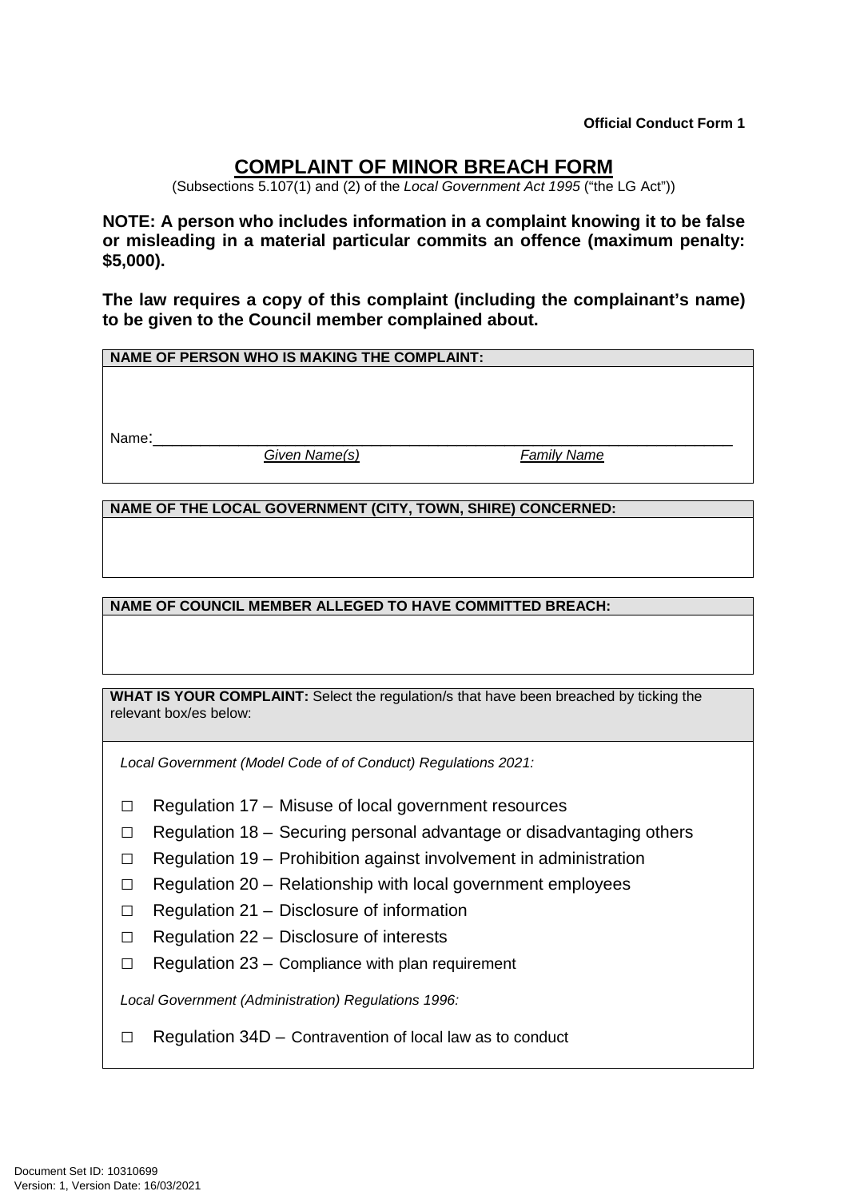**Official Conduct Form 1**

# COMPLAINT OF MINOR BREACH FORM

(Subsections 5.107(1) and (2) of the *Local Government Act 1995* ("the LG Act"))

**NOTE: A person who includes information in a complaint knowing it to be false or misleading in a material particular commits an offence (maximum penalty: $5,000).**

**The law requires a copy of this complaint (including the complainant's name) to be given to the Council member complained about.**

| **NAME OF PERSON WHO IS MAKING THE COMPLAINT:** |
| --- |
| Name:\_\_\_\_\_\_\_\_\_\_\_\_\_\_\_\_\_\_\_\_\_\_\_\_\_\_\_\_\_\_\_\_\_\_\_\_\_\_\_\_\_\_\_\_\_\_\_\_\_\_\_\_ <br> *Given Name(s)* *Family Name* |

| **NAME OF THE LOCAL GOVERNMENT (CITY, TOWN, SHIRE) CONCERNED:** |
| --- |
| |

| **NAME OF COUNCIL MEMBER ALLEGED TO HAVE COMMITTED BREACH:** |
| --- |
| |

| **WHAT IS YOUR COMPLAINT:** Select the regulation/s that have been breached by ticking the relevant box/es below: |
| --- |
| *Local Government (Model Code of of Conduct) Regulations 2021:* |
| ☐ Regulation 17 – Misuse of local government resources |
| ☐ Regulation 18 – Securing personal advantage or disadvantaging others |
| ☐ Regulation 19 – Prohibition against involvement in administration |
| ☐ Regulation 20 – Relationship with local government employees |
| ☐ Regulation 21 – Disclosure of information |
| ☐ Regulation 22 – Disclosure of interests |
| ☐ Regulation 23 – Compliance with plan requirement |
| *Local Government (Administration) Regulations 1996:* |
| ☐ Regulation 34D – Contravention of local law as to conduct |

Document Set ID: 10310699
Version: 1, Version Date: 16/03/2021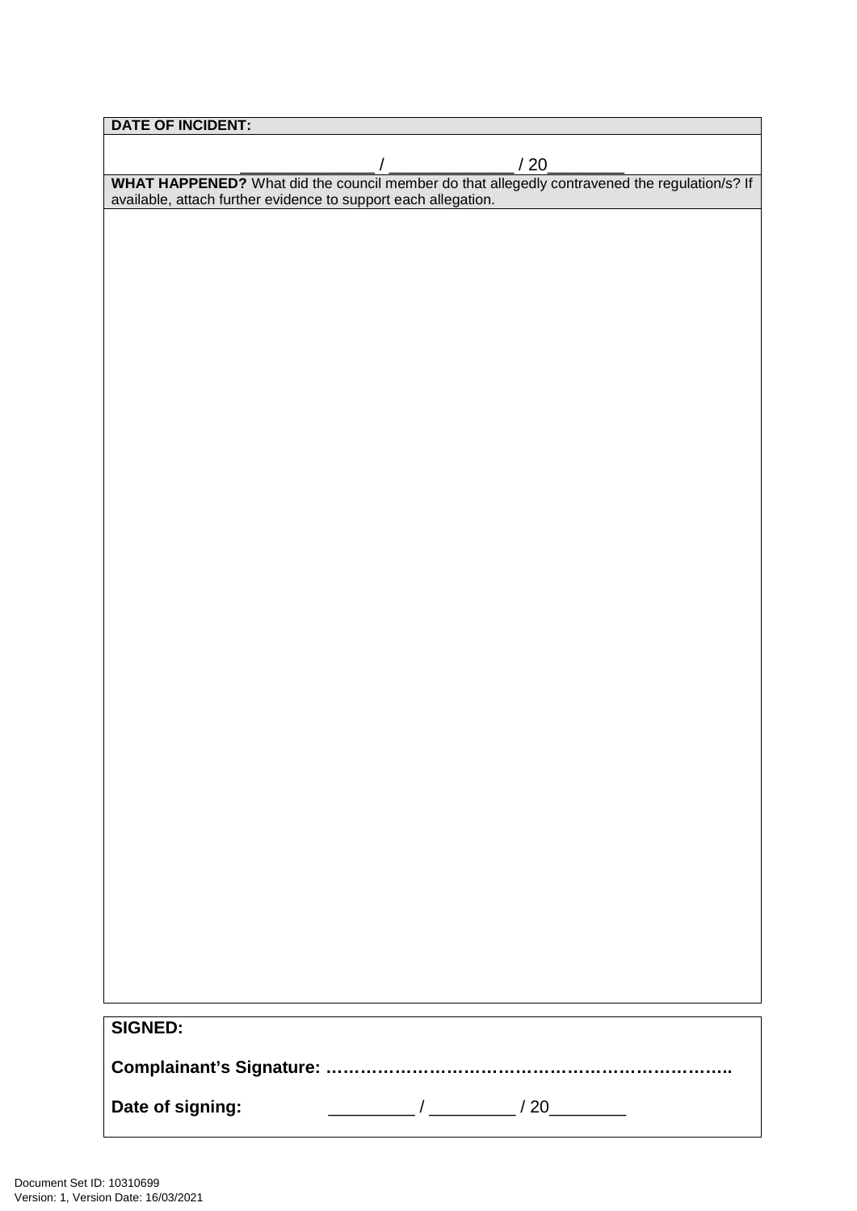| **DATE OF INCIDENT:** |
| --- |
| _______________ / _____________ / 20________ |
| **WHAT HAPPENED?** What did the council member do that allegedly contravened the regulation/s? If available, attach further evidence to support each allegation. |
| |

**SIGNED:**

**Complainant's Signature: ………………………………………………………………..**

**Date of signing:** _________ / _________ / 20________

Document Set ID: 10310699
Version: 1, Version Date: 16/03/2021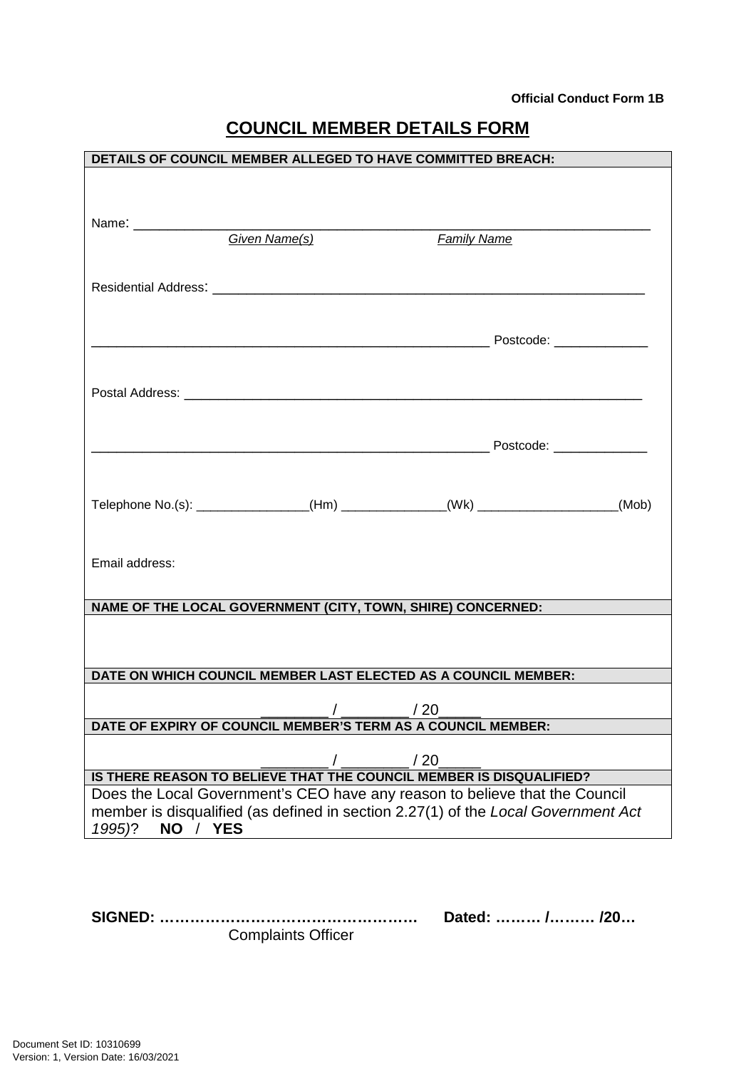**Official Conduct Form 1B**

# COUNCIL MEMBER DETAILS FORM

**DETAILS OF COUNCIL MEMBER ALLEGED TO HAVE COMMITTED BREACH:**

Name: ______________________________________________________________________
*Given Name(s)* *Family Name*

Residential Address: ________________________________________________________

____________________________________________________ Postcode: ____________

Postal Address: ____________________________________________________________

____________________________________________________ Postcode: ____________

Telephone No.(s): ________________(Hm) _______________(Wk) ____________________(Mob)

Email address:

**NAME OF THE LOCAL GOVERNMENT (CITY, TOWN, SHIRE) CONCERNED:**

**DATE ON WHICH COUNCIL MEMBER LAST ELECTED AS A COUNCIL MEMBER:**

________ / ________ / 20_____

**DATE OF EXPIRY OF COUNCIL MEMBER'S TERM AS A COUNCIL MEMBER:**

________ / ________ / 20_____

**IS THERE REASON TO BELIEVE THAT THE COUNCIL MEMBER IS DISQUALIFIED?**

Does the Local Government's CEO have any reason to believe that the Council member is disqualified (as defined in section 2.27(1) of the *Local Government Act 1995)*? **NO** / **YES**

**SIGNED: …………………………………………….** **Dated: ……… /……… /20…**
Complaints Officer

Document Set ID: 10310699
Version: 1, Version Date: 16/03/2021